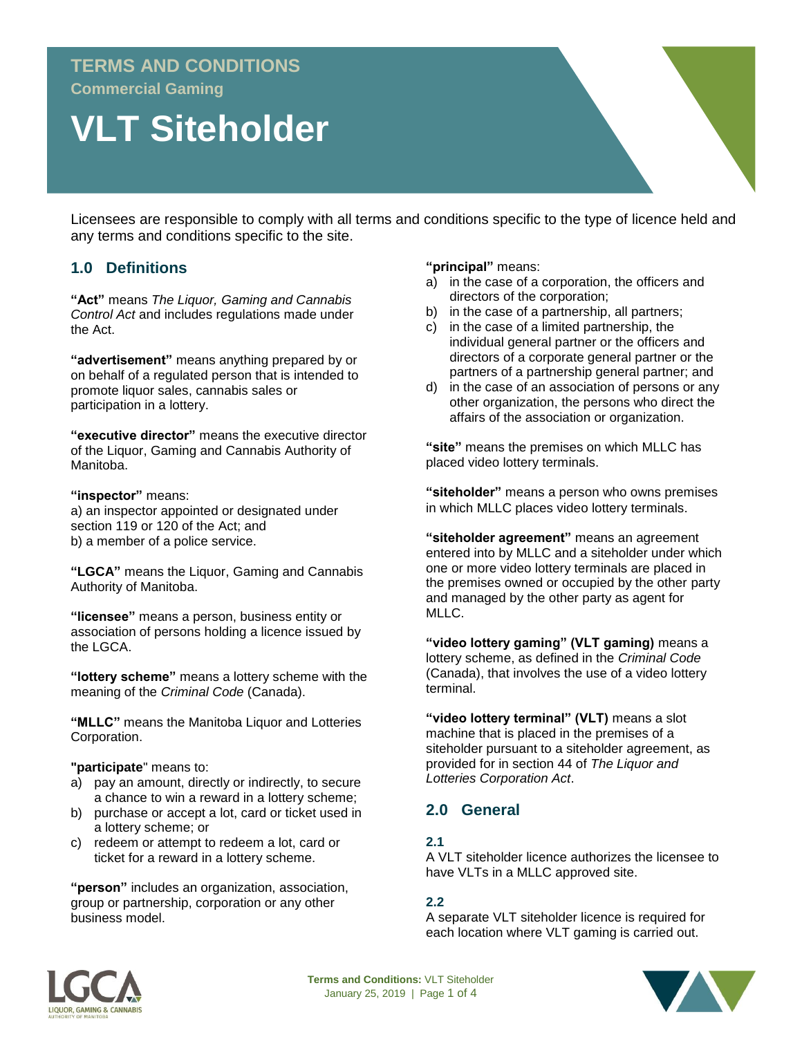# TERMS AND CONDITIONS

**Commercial Gaming**

# VLT Siteholder

Licensees are responsible to comply with all terms and conditions specific to the type of licence held and any terms and conditions specific to the site.

## 1.0 Definitions

**"Act"** means *The Liquor, Gaming and Cannabis Control Act* and includes regulations made under the Act.

**"advertisement"** means anything prepared by or on behalf of a regulated person that is intended to promote liquor sales, cannabis sales or participation in a lottery.

**"executive director"** means the executive director of the Liquor, Gaming and Cannabis Authority of Manitoba.

**"inspector"** means:
a) an inspector appointed or designated under section 119 or 120 of the Act; and
b) a member of a police service.

**"LGCA"** means the Liquor, Gaming and Cannabis Authority of Manitoba.

**"licensee"** means a person, business entity or association of persons holding a licence issued by the LGCA.

**"lottery scheme"** means a lottery scheme with the meaning of the *Criminal Code* (Canada).

**"MLLC"** means the Manitoba Liquor and Lotteries Corporation.

**"participate**" means to:

a) pay an amount, directly or indirectly, to secure a chance to win a reward in a lottery scheme;
b) purchase or accept a lot, card or ticket used in a lottery scheme; or
c) redeem or attempt to redeem a lot, card or ticket for a reward in a lottery scheme.

**"person"** includes an organization, association, group or partnership, corporation or any other business model.

**"principal"** means:

a) in the case of a corporation, the officers and directors of the corporation;
b) in the case of a partnership, all partners;
c) in the case of a limited partnership, the individual general partner or the officers and directors of a corporate general partner or the partners of a partnership general partner; and
d) in the case of an association of persons or any other organization, the persons who direct the affairs of the association or organization.

**"site"** means the premises on which MLLC has placed video lottery terminals.

**"siteholder"** means a person who owns premises in which MLLC places video lottery terminals.

**"siteholder agreement"** means an agreement entered into by MLLC and a siteholder under which one or more video lottery terminals are placed in the premises owned or occupied by the other party and managed by the other party as agent for MLLC.

**"video lottery gaming" (VLT gaming)** means a lottery scheme, as defined in the *Criminal Code* (Canada), that involves the use of a video lottery terminal.

**"video lottery terminal" (VLT)** means a slot machine that is placed in the premises of a siteholder pursuant to a siteholder agreement, as provided for in section 44 of *The Liquor and Lotteries Corporation Act*.

## 2.0 General

### 2.1

A VLT siteholder licence authorizes the licensee to have VLTs in a MLLC approved site.

### 2.2

A separate VLT siteholder licence is required for each location where VLT gaming is carried out.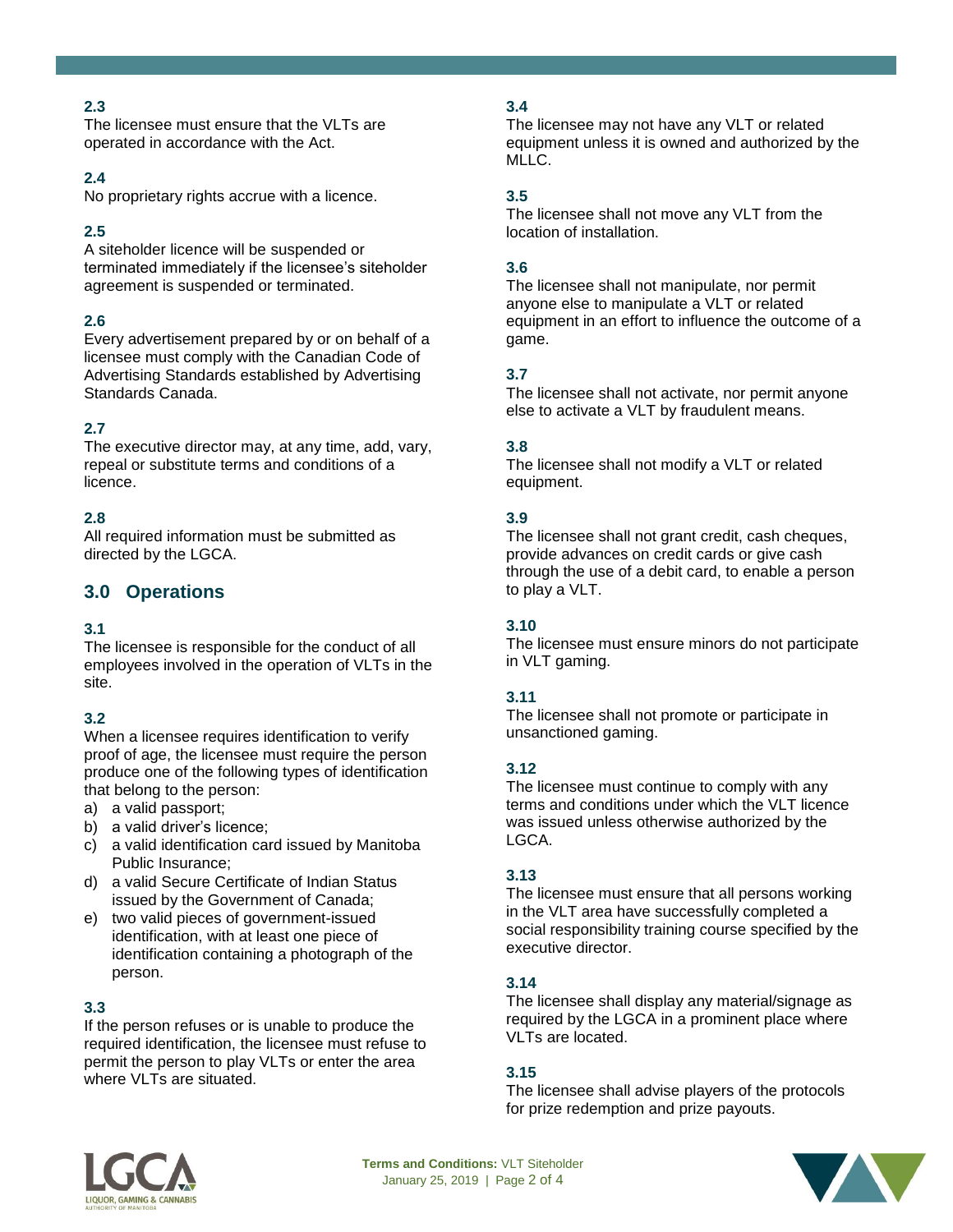**2.3**
The licensee must ensure that the VLTs are operated in accordance with the Act.

**2.4**
No proprietary rights accrue with a licence.

**2.5**
A siteholder licence will be suspended or terminated immediately if the licensee's siteholder agreement is suspended or terminated.

**2.6**
Every advertisement prepared by or on behalf of a licensee must comply with the Canadian Code of Advertising Standards established by Advertising Standards Canada.

**2.7**
The executive director may, at any time, add, vary, repeal or substitute terms and conditions of a licence.

**2.8**
All required information must be submitted as directed by the LGCA.

## 3.0 Operations

**3.1**
The licensee is responsible for the conduct of all employees involved in the operation of VLTs in the site.

**3.2**
When a licensee requires identification to verify proof of age, the licensee must require the person produce one of the following types of identification that belong to the person:

a) a valid passport;
b) a valid driver's licence;
c) a valid identification card issued by Manitoba Public Insurance;
d) a valid Secure Certificate of Indian Status issued by the Government of Canada;
e) two valid pieces of government-issued identification, with at least one piece of identification containing a photograph of the person.

**3.3**
If the person refuses or is unable to produce the required identification, the licensee must refuse to permit the person to play VLTs or enter the area where VLTs are situated.

**3.4**
The licensee may not have any VLT or related equipment unless it is owned and authorized by the MLLC.

**3.5**
The licensee shall not move any VLT from the location of installation.

**3.6**
The licensee shall not manipulate, nor permit anyone else to manipulate a VLT or related equipment in an effort to influence the outcome of a game.

**3.7**
The licensee shall not activate, nor permit anyone else to activate a VLT by fraudulent means.

**3.8**
The licensee shall not modify a VLT or related equipment.

**3.9**
The licensee shall not grant credit, cash cheques, provide advances on credit cards or give cash through the use of a debit card, to enable a person to play a VLT.

**3.10**
The licensee must ensure minors do not participate in VLT gaming.

**3.11**
The licensee shall not promote or participate in unsanctioned gaming.

**3.12**
The licensee must continue to comply with any terms and conditions under which the VLT licence was issued unless otherwise authorized by the LGCA.

**3.13**
The licensee must ensure that all persons working in the VLT area have successfully completed a social responsibility training course specified by the executive director.

**3.14**
The licensee shall display any material/signage as required by the LGCA in a prominent place where VLTs are located.

**3.15**
The licensee shall advise players of the protocols for prize redemption and prize payouts.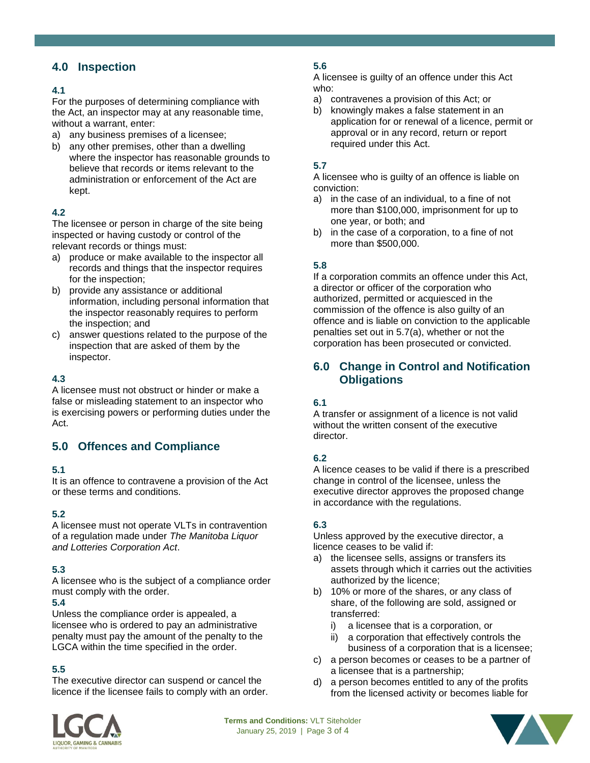## 4.0 Inspection

### 4.1

For the purposes of determining compliance with the Act, an inspector may at any reasonable time, without a warrant, enter:

a) any business premises of a licensee;
b) any other premises, other than a dwelling where the inspector has reasonable grounds to believe that records or items relevant to the administration or enforcement of the Act are kept.

### 4.2

The licensee or person in charge of the site being inspected or having custody or control of the relevant records or things must:

a) produce or make available to the inspector all records and things that the inspector requires for the inspection;
b) provide any assistance or additional information, including personal information that the inspector reasonably requires to perform the inspection; and
c) answer questions related to the purpose of the inspection that are asked of them by the inspector.

### 4.3

A licensee must not obstruct or hinder or make a false or misleading statement to an inspector who is exercising powers or performing duties under the Act.

## 5.0 Offences and Compliance

### 5.1

It is an offence to contravene a provision of the Act or these terms and conditions.

### 5.2

A licensee must not operate VLTs in contravention of a regulation made under *The Manitoba Liquor and Lotteries Corporation Act*.

### 5.3

A licensee who is the subject of a compliance order must comply with the order.

### 5.4

Unless the compliance order is appealed, a licensee who is ordered to pay an administrative penalty must pay the amount of the penalty to the LGCA within the time specified in the order.

### 5.5

The executive director can suspend or cancel the licence if the licensee fails to comply with an order.

### 5.6

A licensee is guilty of an offence under this Act who:

a) contravenes a provision of this Act; or
b) knowingly makes a false statement in an application for or renewal of a licence, permit or approval or in any record, return or report required under this Act.

### 5.7

A licensee who is guilty of an offence is liable on conviction:

a) in the case of an individual, to a fine of not more than $100,000, imprisonment for up to one year, or both; and
b) in the case of a corporation, to a fine of not more than $500,000.

### 5.8

If a corporation commits an offence under this Act, a director or officer of the corporation who authorized, permitted or acquiesced in the commission of the offence is also guilty of an offence and is liable on conviction to the applicable penalties set out in 5.7(a), whether or not the corporation has been prosecuted or convicted.

## 6.0 Change in Control and Notification Obligations

### 6.1

A transfer or assignment of a licence is not valid without the written consent of the executive director.

### 6.2

A licence ceases to be valid if there is a prescribed change in control of the licensee, unless the executive director approves the proposed change in accordance with the regulations.

### 6.3

Unless approved by the executive director, a licence ceases to be valid if:

a) the licensee sells, assigns or transfers its assets through which it carries out the activities authorized by the licence;
b) 10% or more of the shares, or any class of share, of the following are sold, assigned or transferred:
   i) a licensee that is a corporation, or
   ii) a corporation that effectively controls the business of a corporation that is a licensee;
c) a person becomes or ceases to be a partner of a licensee that is a partnership;
d) a person becomes entitled to any of the profits from the licensed activity or becomes liable for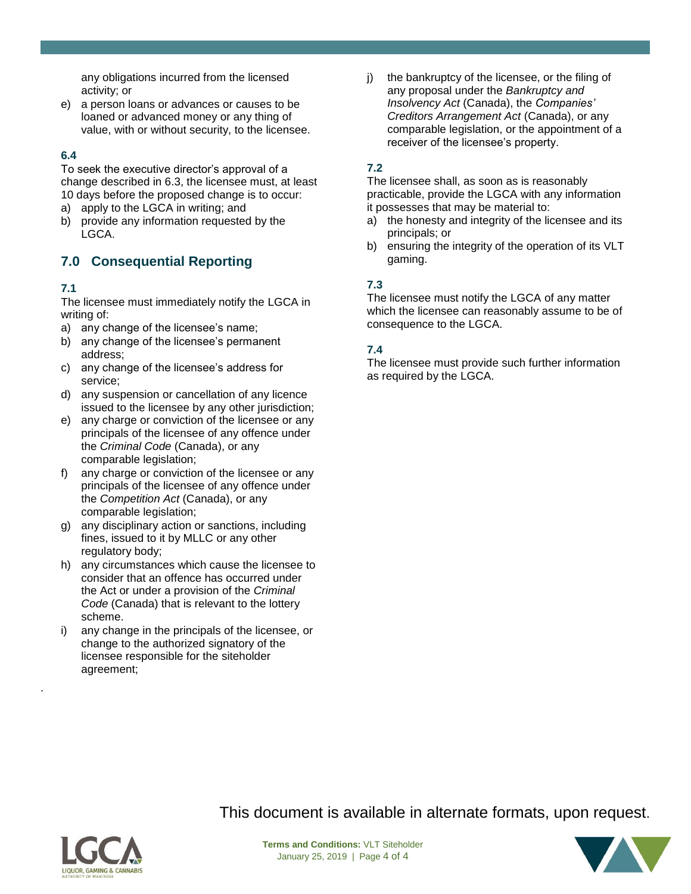any obligations incurred from the licensed activity; or

e) a person loans or advances or causes to be loaned or advanced money or any thing of value, with or without security, to the licensee.

**6.4**

To seek the executive director's approval of a change described in 6.3, the licensee must, at least 10 days before the proposed change is to occur:

a) apply to the LGCA in writing; and
b) provide any information requested by the LGCA.

## 7.0 Consequential Reporting

**7.1**

The licensee must immediately notify the LGCA in writing of:

a) any change of the licensee's name;
b) any change of the licensee's permanent address;
c) any change of the licensee's address for service;
d) any suspension or cancellation of any licence issued to the licensee by any other jurisdiction;
e) any charge or conviction of the licensee or any principals of the licensee of any offence under the *Criminal Code* (Canada), or any comparable legislation;
f) any charge or conviction of the licensee or any principals of the licensee of any offence under the *Competition Act* (Canada), or any comparable legislation;
g) any disciplinary action or sanctions, including fines, issued to it by MLLC or any other regulatory body;
h) any circumstances which cause the licensee to consider that an offence has occurred under the Act or under a provision of the *Criminal Code* (Canada) that is relevant to the lottery scheme.
i) any change in the principals of the licensee, or change to the authorized signatory of the licensee responsible for the siteholder agreement;
j) the bankruptcy of the licensee, or the filing of any proposal under the *Bankruptcy and Insolvency Act* (Canada), the *Companies' Creditors Arrangement Act* (Canada), or any comparable legislation, or the appointment of a receiver of the licensee's property.

**7.2**

The licensee shall, as soon as is reasonably practicable, provide the LGCA with any information it possesses that may be material to:

a) the honesty and integrity of the licensee and its principals; or
b) ensuring the integrity of the operation of its VLT gaming.

**7.3**

The licensee must notify the LGCA of any matter which the licensee can reasonably assume to be of consequence to the LGCA.

**7.4**

The licensee must provide such further information as required by the LGCA.

This document is available in alternate formats, upon request.